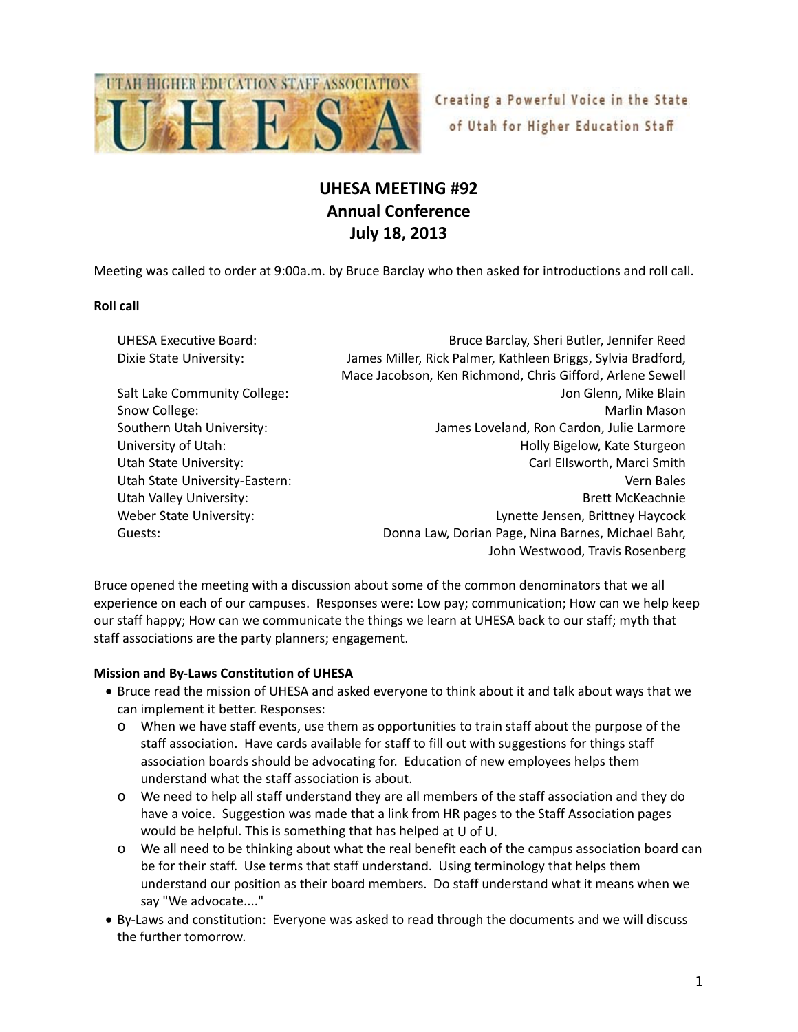UTAH HIGHER EDUCATION STAFF ASSOCIATION

UHESA

Creating a Powerful Voice in the State of Utah for Higher Education Staff

# UHESA MEETING #92
# Annual Conference
# July 18, 2013

Meeting was called to order at 9:00a.m. by Bruce Barclay who then asked for introductions and roll call.

**Roll call**

| | |
|---|---|
| UHESA Executive Board: | Bruce Barclay, Sheri Butler, Jennifer Reed |
| Dixie State University: | James Miller, Rick Palmer, Kathleen Briggs, Sylvia Bradford, Mace Jacobson, Ken Richmond, Chris Gifford, Arlene Sewell |
| Salt Lake Community College: | Jon Glenn, Mike Blain |
| Snow College: | Marlin Mason |
| Southern Utah University: | James Loveland, Ron Cardon, Julie Larmore |
| University of Utah: | Holly Bigelow, Kate Sturgeon |
| Utah State University: | Carl Ellsworth, Marci Smith |
| Utah State University-Eastern: | Vern Bales |
| Utah Valley University: | Brett McKeachnie |
| Weber State University: | Lynette Jensen, Brittney Haycock |
| Guests: | Donna Law, Dorian Page, Nina Barnes, Michael Bahr, John Westwood, Travis Rosenberg |

Bruce opened the meeting with a discussion about some of the common denominators that we all experience on each of our campuses. Responses were: Low pay; communication; How can we help keep our staff happy; How can we communicate the things we learn at UHESA back to our staff; myth that staff associations are the party planners; engagement.

**Mission and By-Laws Constitution of UHESA**

- Bruce read the mission of UHESA and asked everyone to think about it and talk about ways that we can implement it better. Responses:
  - When we have staff events, use them as opportunities to train staff about the purpose of the staff association. Have cards available for staff to fill out with suggestions for things staff association boards should be advocating for. Education of new employees helps them understand what the staff association is about.
  - We need to help all staff understand they are all members of the staff association and they do have a voice. Suggestion was made that a link from HR pages to the Staff Association pages would be helpful. This is something that has helped at U of U.
  - We all need to be thinking about what the real benefit each of the campus association board can be for their staff. Use terms that staff understand. Using terminology that helps them understand our position as their board members. Do staff understand what it means when we say "We advocate...."
- By-Laws and constitution: Everyone was asked to read through the documents and we will discuss the further tomorrow.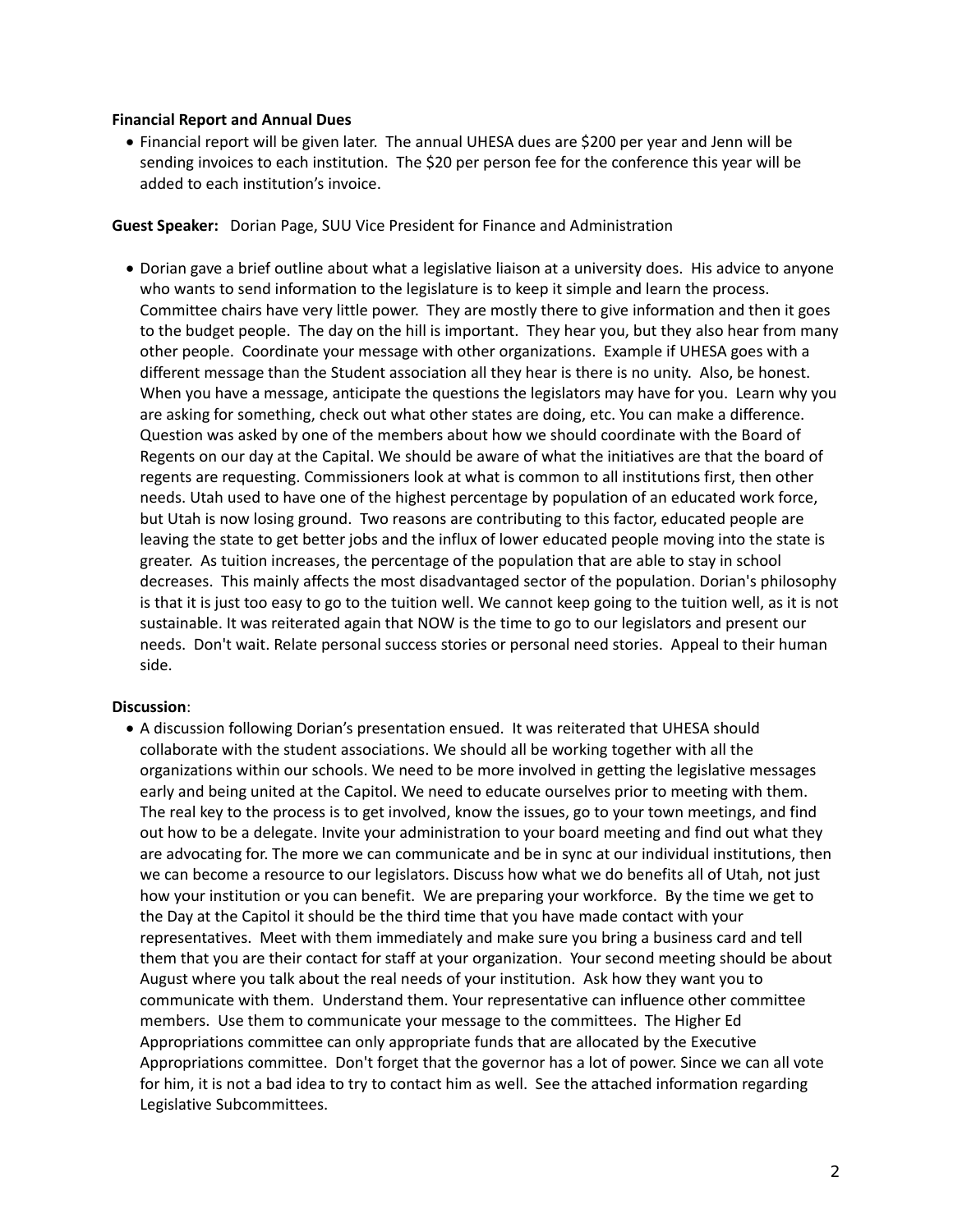**Financial Report and Annual Dues**

- Financial report will be given later. The annual UHESA dues are $200 per year and Jenn will be sending invoices to each institution. The $20 per person fee for the conference this year will be added to each institution's invoice.

**Guest Speaker:** Dorian Page, SUU Vice President for Finance and Administration

- Dorian gave a brief outline about what a legislative liaison at a university does. His advice to anyone who wants to send information to the legislature is to keep it simple and learn the process. Committee chairs have very little power. They are mostly there to give information and then it goes to the budget people. The day on the hill is important. They hear you, but they also hear from many other people. Coordinate your message with other organizations. Example if UHESA goes with a different message than the Student association all they hear is there is no unity. Also, be honest. When you have a message, anticipate the questions the legislators may have for you. Learn why you are asking for something, check out what other states are doing, etc. You can make a difference. Question was asked by one of the members about how we should coordinate with the Board of Regents on our day at the Capital. We should be aware of what the initiatives are that the board of regents are requesting. Commissioners look at what is common to all institutions first, then other needs. Utah used to have one of the highest percentage by population of an educated work force, but Utah is now losing ground. Two reasons are contributing to this factor, educated people are leaving the state to get better jobs and the influx of lower educated people moving into the state is greater. As tuition increases, the percentage of the population that are able to stay in school decreases. This mainly affects the most disadvantaged sector of the population. Dorian's philosophy is that it is just too easy to go to the tuition well. We cannot keep going to the tuition well, as it is not sustainable. It was reiterated again that NOW is the time to go to our legislators and present our needs. Don't wait. Relate personal success stories or personal need stories. Appeal to their human side.

**Discussion**:

- A discussion following Dorian's presentation ensued. It was reiterated that UHESA should collaborate with the student associations. We should all be working together with all the organizations within our schools. We need to be more involved in getting the legislative messages early and being united at the Capitol. We need to educate ourselves prior to meeting with them. The real key to the process is to get involved, know the issues, go to your town meetings, and find out how to be a delegate. Invite your administration to your board meeting and find out what they are advocating for. The more we can communicate and be in sync at our individual institutions, then we can become a resource to our legislators. Discuss how what we do benefits all of Utah, not just how your institution or you can benefit. We are preparing your workforce. By the time we get to the Day at the Capitol it should be the third time that you have made contact with your representatives. Meet with them immediately and make sure you bring a business card and tell them that you are their contact for staff at your organization. Your second meeting should be about August where you talk about the real needs of your institution. Ask how they want you to communicate with them. Understand them. Your representative can influence other committee members. Use them to communicate your message to the committees. The Higher Ed Appropriations committee can only appropriate funds that are allocated by the Executive Appropriations committee. Don't forget that the governor has a lot of power. Since we can all vote for him, it is not a bad idea to try to contact him as well. See the attached information regarding Legislative Subcommittees.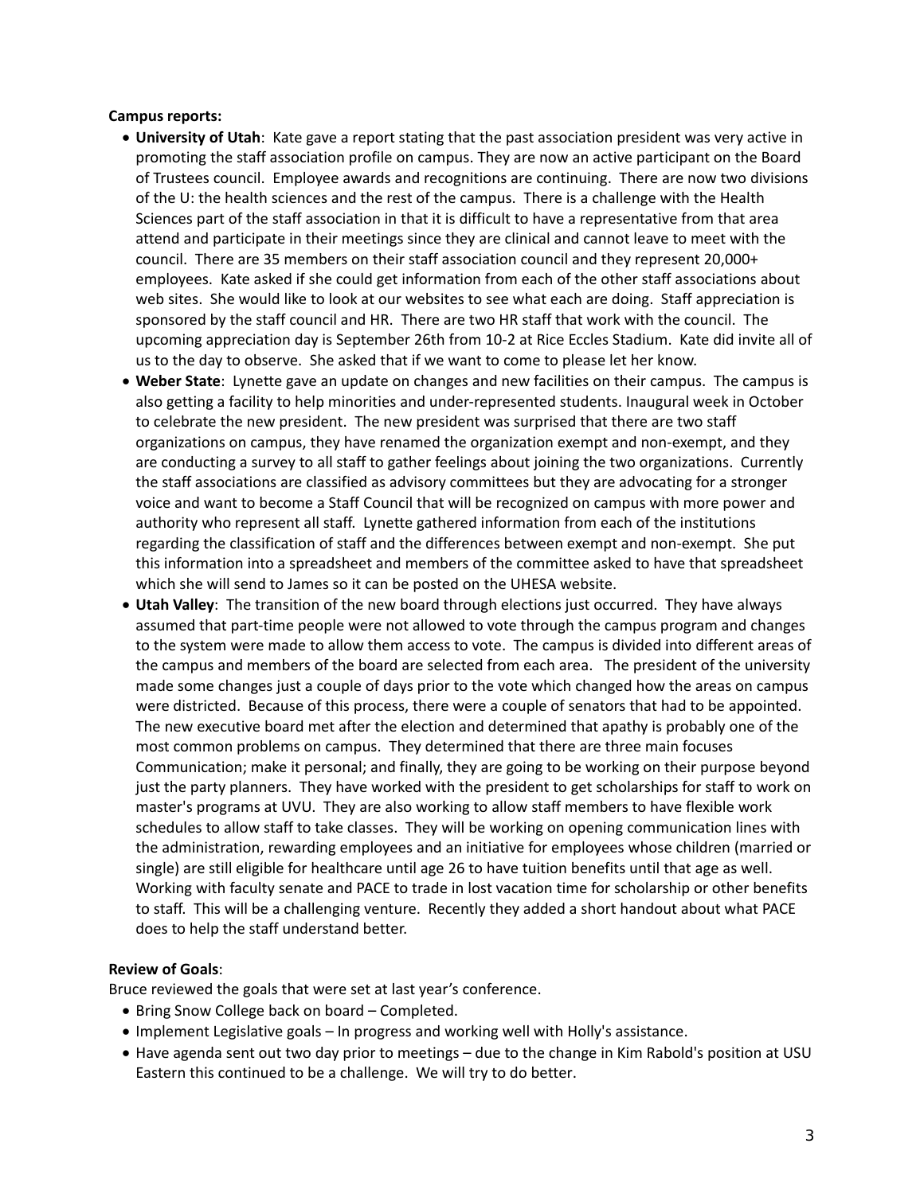**Campus reports:**

- **University of Utah**: Kate gave a report stating that the past association president was very active in promoting the staff association profile on campus. They are now an active participant on the Board of Trustees council. Employee awards and recognitions are continuing. There are now two divisions of the U: the health sciences and the rest of the campus. There is a challenge with the Health Sciences part of the staff association in that it is difficult to have a representative from that area attend and participate in their meetings since they are clinical and cannot leave to meet with the council. There are 35 members on their staff association council and they represent 20,000+ employees. Kate asked if she could get information from each of the other staff associations about web sites. She would like to look at our websites to see what each are doing. Staff appreciation is sponsored by the staff council and HR. There are two HR staff that work with the council. The upcoming appreciation day is September 26th from 10-2 at Rice Eccles Stadium. Kate did invite all of us to the day to observe. She asked that if we want to come to please let her know.
- **Weber State**: Lynette gave an update on changes and new facilities on their campus. The campus is also getting a facility to help minorities and under-represented students. Inaugural week in October to celebrate the new president. The new president was surprised that there are two staff organizations on campus, they have renamed the organization exempt and non-exempt, and they are conducting a survey to all staff to gather feelings about joining the two organizations. Currently the staff associations are classified as advisory committees but they are advocating for a stronger voice and want to become a Staff Council that will be recognized on campus with more power and authority who represent all staff. Lynette gathered information from each of the institutions regarding the classification of staff and the differences between exempt and non-exempt. She put this information into a spreadsheet and members of the committee asked to have that spreadsheet which she will send to James so it can be posted on the UHESA website.
- **Utah Valley**: The transition of the new board through elections just occurred. They have always assumed that part-time people were not allowed to vote through the campus program and changes to the system were made to allow them access to vote. The campus is divided into different areas of the campus and members of the board are selected from each area. The president of the university made some changes just a couple of days prior to the vote which changed how the areas on campus were districted. Because of this process, there were a couple of senators that had to be appointed. The new executive board met after the election and determined that apathy is probably one of the most common problems on campus. They determined that there are three main focuses Communication; make it personal; and finally, they are going to be working on their purpose beyond just the party planners. They have worked with the president to get scholarships for staff to work on master's programs at UVU. They are also working to allow staff members to have flexible work schedules to allow staff to take classes. They will be working on opening communication lines with the administration, rewarding employees and an initiative for employees whose children (married or single) are still eligible for healthcare until age 26 to have tuition benefits until that age as well. Working with faculty senate and PACE to trade in lost vacation time for scholarship or other benefits to staff. This will be a challenging venture. Recently they added a short handout about what PACE does to help the staff understand better.

**Review of Goals**:

Bruce reviewed the goals that were set at last year's conference.

- Bring Snow College back on board – Completed.
- Implement Legislative goals – In progress and working well with Holly's assistance.
- Have agenda sent out two day prior to meetings – due to the change in Kim Rabold's position at USU Eastern this continued to be a challenge. We will try to do better.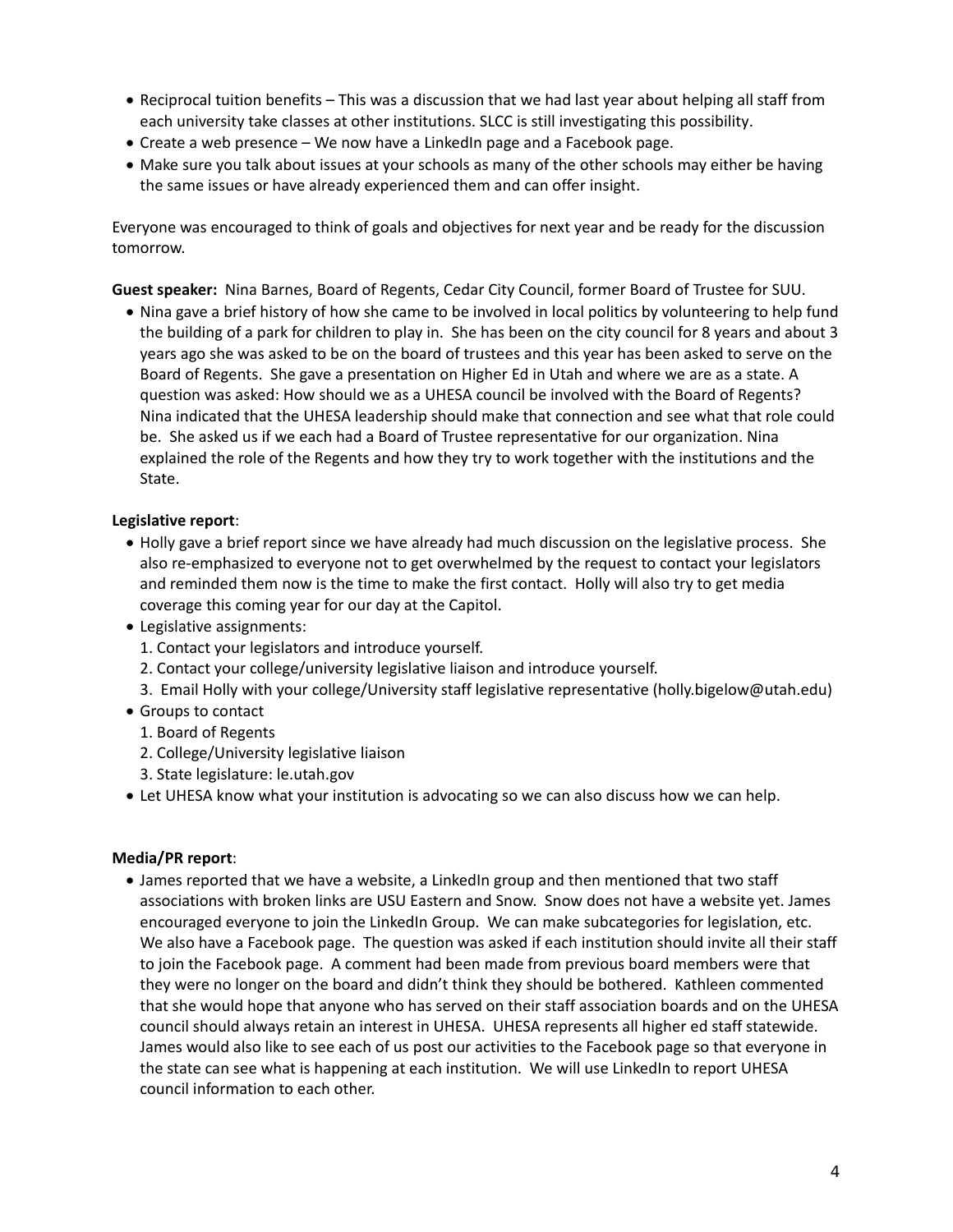- Reciprocal tuition benefits – This was a discussion that we had last year about helping all staff from each university take classes at other institutions. SLCC is still investigating this possibility.
- Create a web presence – We now have a LinkedIn page and a Facebook page.
- Make sure you talk about issues at your schools as many of the other schools may either be having the same issues or have already experienced them and can offer insight.

Everyone was encouraged to think of goals and objectives for next year and be ready for the discussion tomorrow.

**Guest speaker:** Nina Barnes, Board of Regents, Cedar City Council, former Board of Trustee for SUU.

- Nina gave a brief history of how she came to be involved in local politics by volunteering to help fund the building of a park for children to play in. She has been on the city council for 8 years and about 3 years ago she was asked to be on the board of trustees and this year has been asked to serve on the Board of Regents. She gave a presentation on Higher Ed in Utah and where we are as a state. A question was asked: How should we as a UHESA council be involved with the Board of Regents? Nina indicated that the UHESA leadership should make that connection and see what that role could be. She asked us if we each had a Board of Trustee representative for our organization. Nina explained the role of the Regents and how they try to work together with the institutions and the State.

**Legislative report**:

- Holly gave a brief report since we have already had much discussion on the legislative process. She also re-emphasized to everyone not to get overwhelmed by the request to contact your legislators and reminded them now is the time to make the first contact. Holly will also try to get media coverage this coming year for our day at the Capitol.
- Legislative assignments:
  1. Contact your legislators and introduce yourself.
  2. Contact your college/university legislative liaison and introduce yourself.
  3. Email Holly with your college/University staff legislative representative (holly.bigelow@utah.edu)
- Groups to contact
  1. Board of Regents
  2. College/University legislative liaison
  3. State legislature: le.utah.gov
- Let UHESA know what your institution is advocating so we can also discuss how we can help.

**Media/PR report**:

- James reported that we have a website, a LinkedIn group and then mentioned that two staff associations with broken links are USU Eastern and Snow. Snow does not have a website yet. James encouraged everyone to join the LinkedIn Group. We can make subcategories for legislation, etc. We also have a Facebook page. The question was asked if each institution should invite all their staff to join the Facebook page. A comment had been made from previous board members were that they were no longer on the board and didn't think they should be bothered. Kathleen commented that she would hope that anyone who has served on their staff association boards and on the UHESA council should always retain an interest in UHESA. UHESA represents all higher ed staff statewide. James would also like to see each of us post our activities to the Facebook page so that everyone in the state can see what is happening at each institution. We will use LinkedIn to report UHESA council information to each other.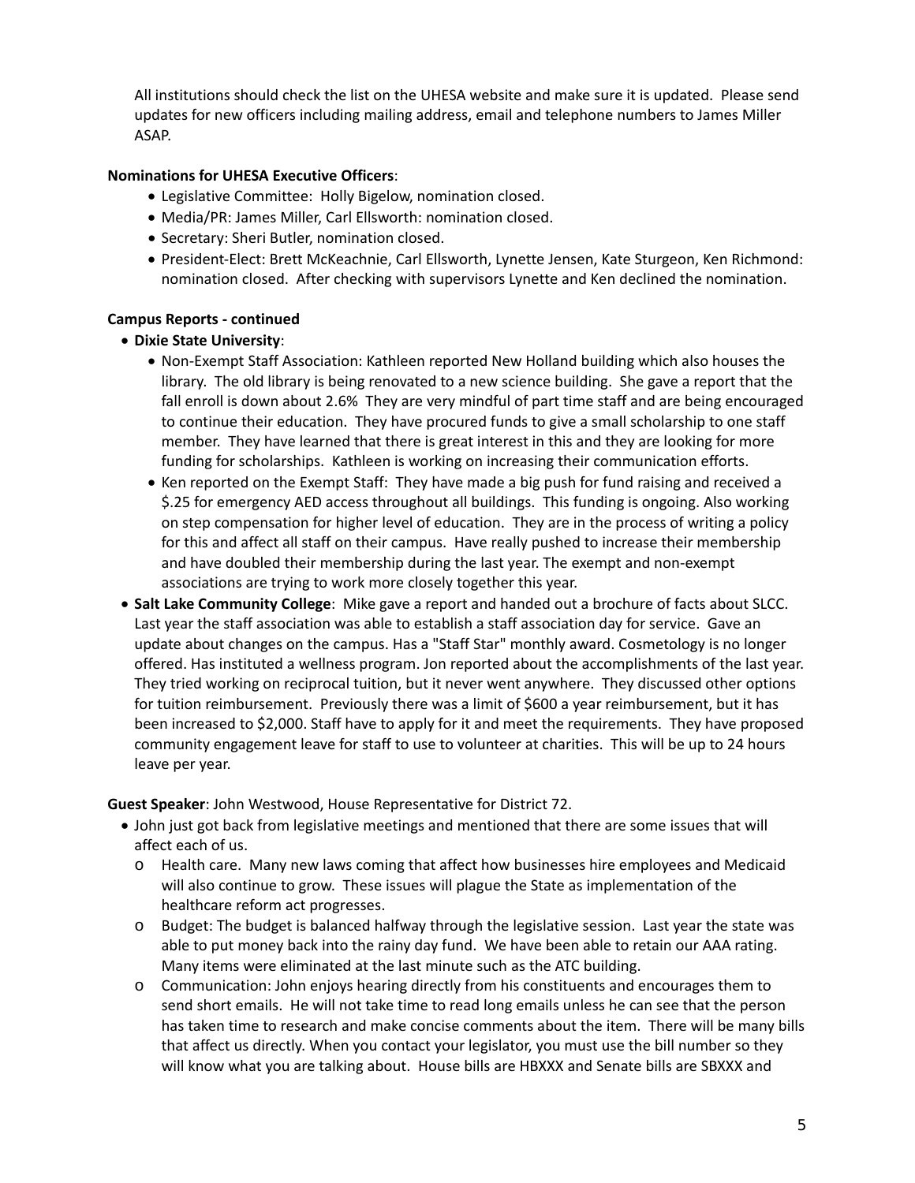All institutions should check the list on the UHESA website and make sure it is updated. Please send updates for new officers including mailing address, email and telephone numbers to James Miller ASAP.

**Nominations for UHESA Executive Officers**:

- Legislative Committee: Holly Bigelow, nomination closed.
- Media/PR: James Miller, Carl Ellsworth: nomination closed.
- Secretary: Sheri Butler, nomination closed.
- President-Elect: Brett McKeachnie, Carl Ellsworth, Lynette Jensen, Kate Sturgeon, Ken Richmond: nomination closed. After checking with supervisors Lynette and Ken declined the nomination.

**Campus Reports - continued**

- **Dixie State University**:
  - Non-Exempt Staff Association: Kathleen reported New Holland building which also houses the library. The old library is being renovated to a new science building. She gave a report that the fall enroll is down about 2.6% They are very mindful of part time staff and are being encouraged to continue their education. They have procured funds to give a small scholarship to one staff member. They have learned that there is great interest in this and they are looking for more funding for scholarships. Kathleen is working on increasing their communication efforts.
  - Ken reported on the Exempt Staff: They have made a big push for fund raising and received a $.25 for emergency AED access throughout all buildings. This funding is ongoing. Also working on step compensation for higher level of education. They are in the process of writing a policy for this and affect all staff on their campus. Have really pushed to increase their membership and have doubled their membership during the last year. The exempt and non-exempt associations are trying to work more closely together this year.
- **Salt Lake Community College**: Mike gave a report and handed out a brochure of facts about SLCC. Last year the staff association was able to establish a staff association day for service. Gave an update about changes on the campus. Has a "Staff Star" monthly award. Cosmetology is no longer offered. Has instituted a wellness program. Jon reported about the accomplishments of the last year. They tried working on reciprocal tuition, but it never went anywhere. They discussed other options for tuition reimbursement. Previously there was a limit of $600 a year reimbursement, but it has been increased to $2,000. Staff have to apply for it and meet the requirements. They have proposed community engagement leave for staff to use to volunteer at charities. This will be up to 24 hours leave per year.

**Guest Speaker**: John Westwood, House Representative for District 72.

- John just got back from legislative meetings and mentioned that there are some issues that will affect each of us.
  - Health care. Many new laws coming that affect how businesses hire employees and Medicaid will also continue to grow. These issues will plague the State as implementation of the healthcare reform act progresses.
  - Budget: The budget is balanced halfway through the legislative session. Last year the state was able to put money back into the rainy day fund. We have been able to retain our AAA rating. Many items were eliminated at the last minute such as the ATC building.
  - Communication: John enjoys hearing directly from his constituents and encourages them to send short emails. He will not take time to read long emails unless he can see that the person has taken time to research and make concise comments about the item. There will be many bills that affect us directly. When you contact your legislator, you must use the bill number so they will know what you are talking about. House bills are HBXXX and Senate bills are SBXXX and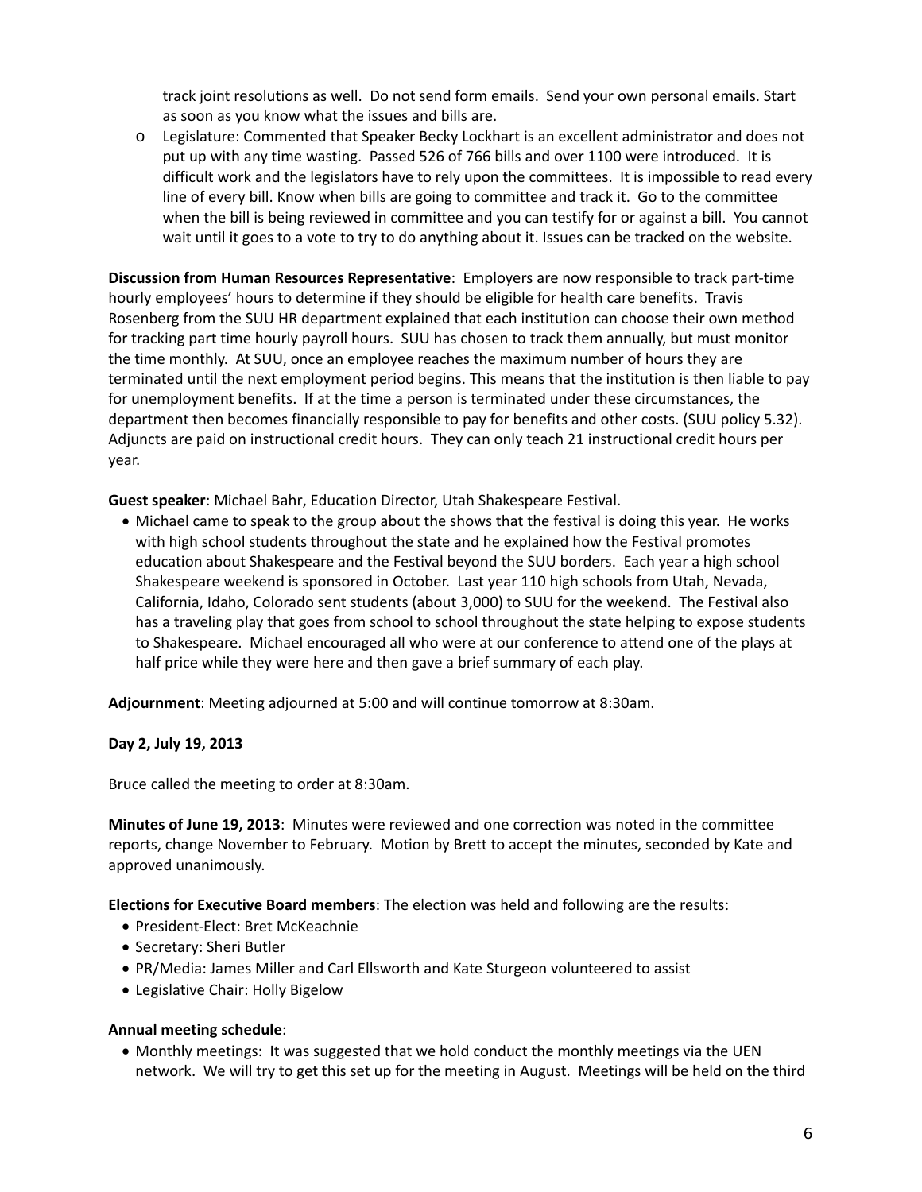track joint resolutions as well. Do not send form emails. Send your own personal emails. Start as soon as you know what the issues and bills are.

- Legislature: Commented that Speaker Becky Lockhart is an excellent administrator and does not put up with any time wasting. Passed 526 of 766 bills and over 1100 were introduced. It is difficult work and the legislators have to rely upon the committees. It is impossible to read every line of every bill. Know when bills are going to committee and track it. Go to the committee when the bill is being reviewed in committee and you can testify for or against a bill. You cannot wait until it goes to a vote to try to do anything about it. Issues can be tracked on the website.

**Discussion from Human Resources Representative**: Employers are now responsible to track part-time hourly employees' hours to determine if they should be eligible for health care benefits. Travis Rosenberg from the SUU HR department explained that each institution can choose their own method for tracking part time hourly payroll hours. SUU has chosen to track them annually, but must monitor the time monthly. At SUU, once an employee reaches the maximum number of hours they are terminated until the next employment period begins. This means that the institution is then liable to pay for unemployment benefits. If at the time a person is terminated under these circumstances, the department then becomes financially responsible to pay for benefits and other costs. (SUU policy 5.32). Adjuncts are paid on instructional credit hours. They can only teach 21 instructional credit hours per year.

**Guest speaker**: Michael Bahr, Education Director, Utah Shakespeare Festival.

- Michael came to speak to the group about the shows that the festival is doing this year. He works with high school students throughout the state and he explained how the Festival promotes education about Shakespeare and the Festival beyond the SUU borders. Each year a high school Shakespeare weekend is sponsored in October. Last year 110 high schools from Utah, Nevada, California, Idaho, Colorado sent students (about 3,000) to SUU for the weekend. The Festival also has a traveling play that goes from school to school throughout the state helping to expose students to Shakespeare. Michael encouraged all who were at our conference to attend one of the plays at half price while they were here and then gave a brief summary of each play.

**Adjournment**: Meeting adjourned at 5:00 and will continue tomorrow at 8:30am.

**Day 2, July 19, 2013**

Bruce called the meeting to order at 8:30am.

**Minutes of June 19, 2013**: Minutes were reviewed and one correction was noted in the committee reports, change November to February. Motion by Brett to accept the minutes, seconded by Kate and approved unanimously.

**Elections for Executive Board members**: The election was held and following are the results:

- President-Elect: Bret McKeachnie
- Secretary: Sheri Butler
- PR/Media: James Miller and Carl Ellsworth and Kate Sturgeon volunteered to assist
- Legislative Chair: Holly Bigelow

**Annual meeting schedule**:

- Monthly meetings: It was suggested that we hold conduct the monthly meetings via the UEN network. We will try to get this set up for the meeting in August. Meetings will be held on the third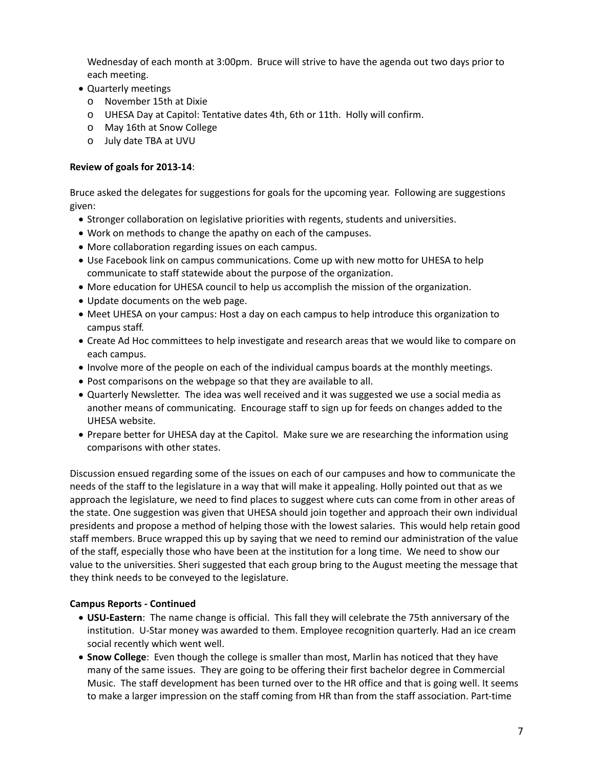Wednesday of each month at 3:00pm. Bruce will strive to have the agenda out two days prior to each meeting.

- Quarterly meetings
  - November 15th at Dixie
  - UHESA Day at Capitol: Tentative dates 4th, 6th or 11th. Holly will confirm.
  - May 16th at Snow College
  - July date TBA at UVU

**Review of goals for 2013-14**:

Bruce asked the delegates for suggestions for goals for the upcoming year. Following are suggestions given:

- Stronger collaboration on legislative priorities with regents, students and universities.
- Work on methods to change the apathy on each of the campuses.
- More collaboration regarding issues on each campus.
- Use Facebook link on campus communications. Come up with new motto for UHESA to help communicate to staff statewide about the purpose of the organization.
- More education for UHESA council to help us accomplish the mission of the organization.
- Update documents on the web page.
- Meet UHESA on your campus: Host a day on each campus to help introduce this organization to campus staff.
- Create Ad Hoc committees to help investigate and research areas that we would like to compare on each campus.
- Involve more of the people on each of the individual campus boards at the monthly meetings.
- Post comparisons on the webpage so that they are available to all.
- Quarterly Newsletter. The idea was well received and it was suggested we use a social media as another means of communicating. Encourage staff to sign up for feeds on changes added to the UHESA website.
- Prepare better for UHESA day at the Capitol. Make sure we are researching the information using comparisons with other states.

Discussion ensued regarding some of the issues on each of our campuses and how to communicate the needs of the staff to the legislature in a way that will make it appealing. Holly pointed out that as we approach the legislature, we need to find places to suggest where cuts can come from in other areas of the state. One suggestion was given that UHESA should join together and approach their own individual presidents and propose a method of helping those with the lowest salaries. This would help retain good staff members. Bruce wrapped this up by saying that we need to remind our administration of the value of the staff, especially those who have been at the institution for a long time. We need to show our value to the universities. Sheri suggested that each group bring to the August meeting the message that they think needs to be conveyed to the legislature.

**Campus Reports - Continued**

- **USU-Eastern**: The name change is official. This fall they will celebrate the 75th anniversary of the institution. U-Star money was awarded to them. Employee recognition quarterly. Had an ice cream social recently which went well.
- **Snow College**: Even though the college is smaller than most, Marlin has noticed that they have many of the same issues. They are going to be offering their first bachelor degree in Commercial Music. The staff development has been turned over to the HR office and that is going well. It seems to make a larger impression on the staff coming from HR than from the staff association. Part-time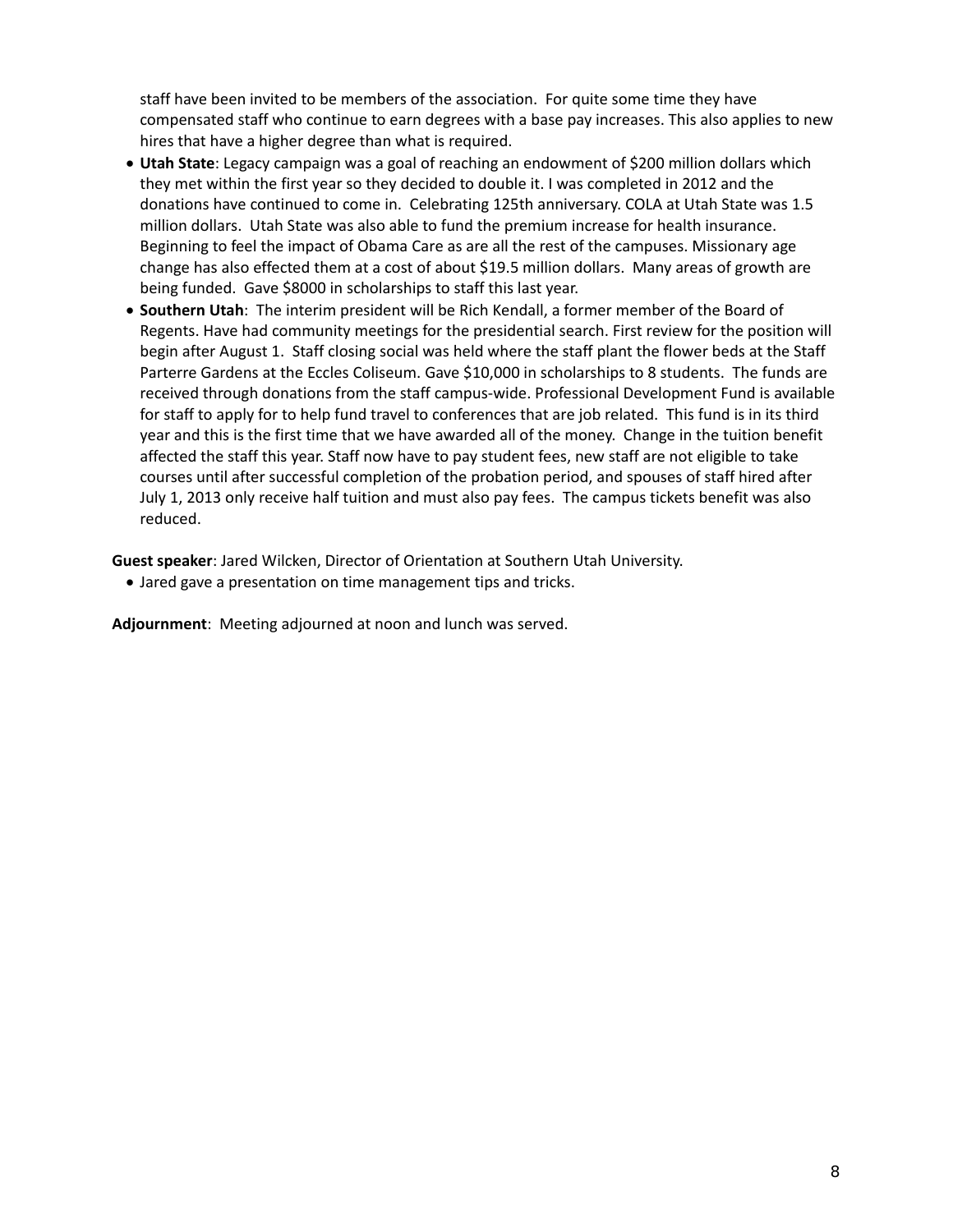staff have been invited to be members of the association. For quite some time they have compensated staff who continue to earn degrees with a base pay increases. This also applies to new hires that have a higher degree than what is required.

- **Utah State**: Legacy campaign was a goal of reaching an endowment of $200 million dollars which they met within the first year so they decided to double it. I was completed in 2012 and the donations have continued to come in. Celebrating 125th anniversary. COLA at Utah State was 1.5 million dollars. Utah State was also able to fund the premium increase for health insurance. Beginning to feel the impact of Obama Care as are all the rest of the campuses. Missionary age change has also effected them at a cost of about $19.5 million dollars. Many areas of growth are being funded. Gave $8000 in scholarships to staff this last year.
- **Southern Utah**: The interim president will be Rich Kendall, a former member of the Board of Regents. Have had community meetings for the presidential search. First review for the position will begin after August 1. Staff closing social was held where the staff plant the flower beds at the Staff Parterre Gardens at the Eccles Coliseum. Gave $10,000 in scholarships to 8 students. The funds are received through donations from the staff campus-wide. Professional Development Fund is available for staff to apply for to help fund travel to conferences that are job related. This fund is in its third year and this is the first time that we have awarded all of the money. Change in the tuition benefit affected the staff this year. Staff now have to pay student fees, new staff are not eligible to take courses until after successful completion of the probation period, and spouses of staff hired after July 1, 2013 only receive half tuition and must also pay fees. The campus tickets benefit was also reduced.

**Guest speaker**: Jared Wilcken, Director of Orientation at Southern Utah University.

- Jared gave a presentation on time management tips and tricks.

**Adjournment**: Meeting adjourned at noon and lunch was served.